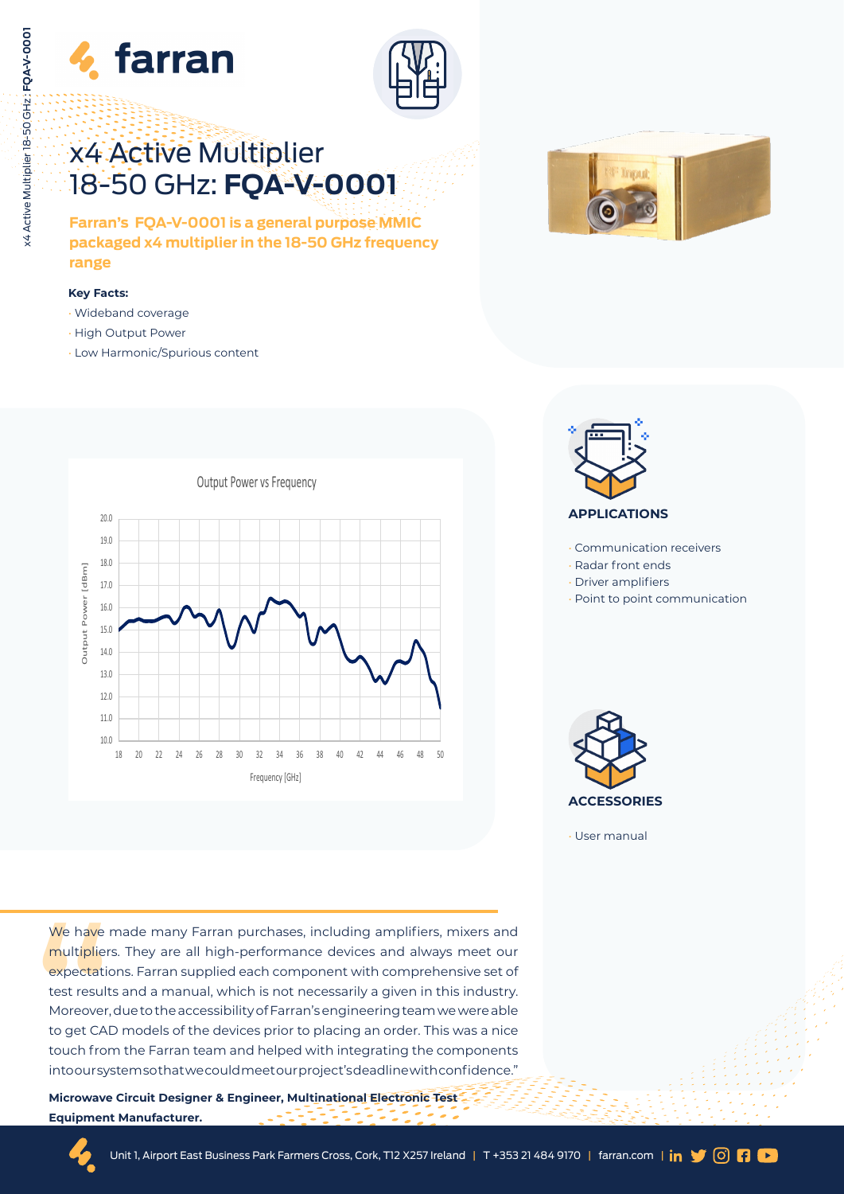# x4 Active Multiplier 18-50 GHz: **FQA-V-0001**

**Farran's FQA-V-0001 is a general purpose MMIC packaged x4 multiplier in the 18-50 GHz frequency range**

**Key Facts:**

- Wideband coverage
- High Output Power
- Low Harmonic/Spurious content

Output Power vs Frequency

## APPLICATIONS

- Communication receivers
- Radar front ends
- Driver amplifiers
- Point to point communication

## ACCESSORIES

- User manual

"We have made many Farran purchases, including amplifiers, mixers and multipliers. They are all high-performance devices and always meet our expectations. Farran supplied each component with comprehensive set of test results and a manual, which is not necessarily a given in this industry. Moreover, due to the accessibility of Farran's engineering team we were able to get CAD models of the devices prior to placing an order. This was a nice touch from the Farran team and helped with integrating the components into our systems so that we could meet our project's deadline with confidence."

**Microwave Circuit Designer & Engineer, Multinational Electronic Test Equipment Manufacturer.**

Unit 1, Airport East Business Park Farmers Cross, Cork, T12 X257 Ireland | T +353 21 484 9170 | farran.com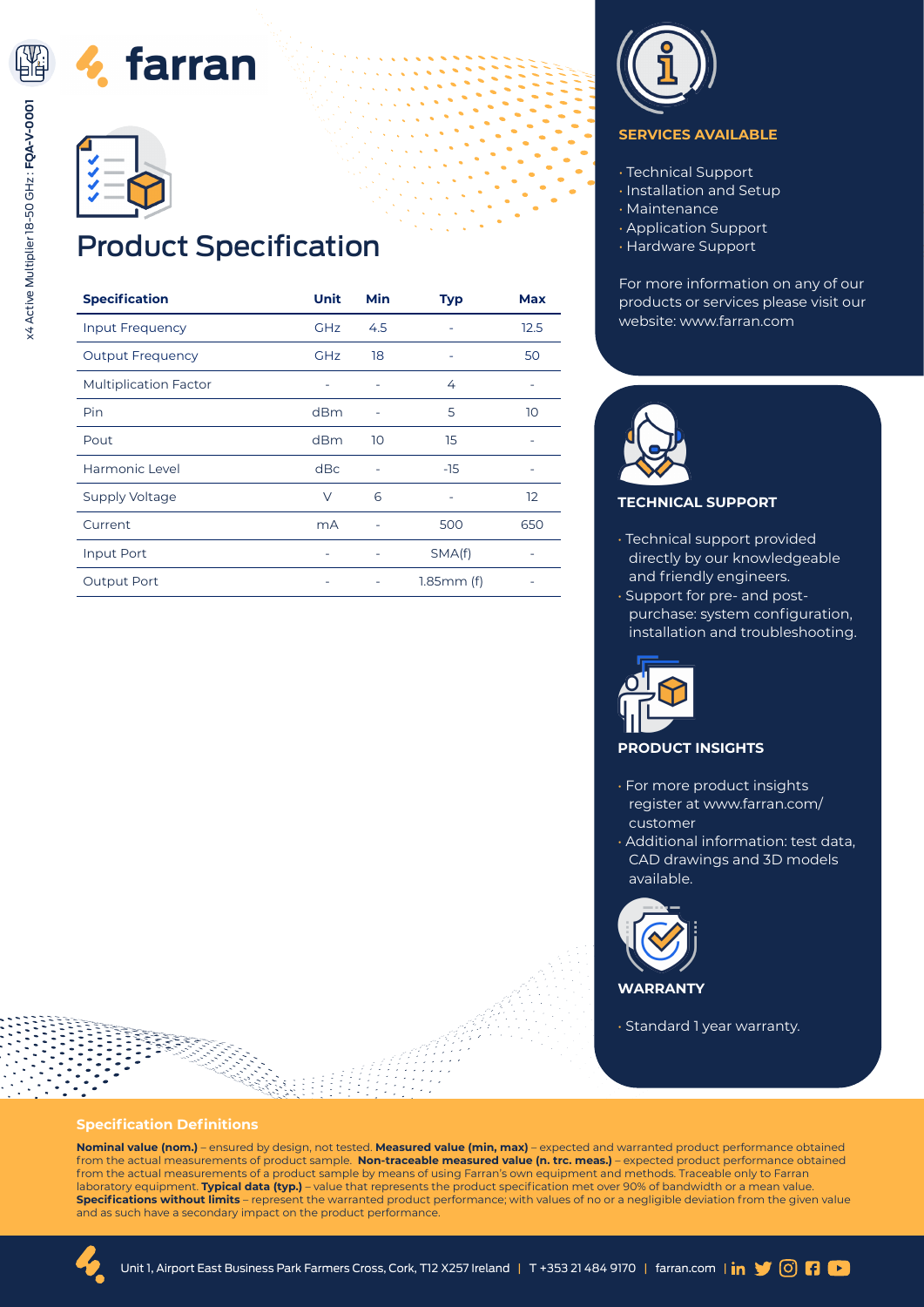# Product Specification

| Specification | Unit | Min | Typ | Max |
|---|---|---|---|---|
| Input Frequency | GHz | 4.5 | - | 12.5 |
| Output Frequency | GHz | 18 | - | 50 |
| Multiplication Factor | - | - | 4 | - |
| Pin | dBm | - | 5 | 10 |
| Pout | dBm | 10 | 15 | - |
| Harmonic Level | dBc | - | -15 | - |
| Supply Voltage | V | 6 | - | 12 |
| Current | mA | - | 500 | 650 |
| Input Port | - | - | SMA(f) | - |
| Output Port | - | - | 1.85mm (f) | - |

## SERVICES AVAILABLE

- Technical Support
- Installation and Setup
- Maintenance
- Application Support
- Hardware Support

For more information on any of our products or services please visit our website: www.farran.com

## TECHNICAL SUPPORT

- Technical support provided directly by our knowledgeable and friendly engineers.
- Support for pre- and post-purchase: system configuration, installation and troubleshooting.

## PRODUCT INSIGHTS

- For more product insights register at www.farran.com/customer
- Additional information: test data, CAD drawings and 3D models available.

## WARRANTY

- Standard 1 year warranty.

## Specification Definitions

**Nominal value (nom.)** – ensured by design, not tested. **Measured value (min, max)** – expected and warranted product performance obtained from the actual measurements of product sample. **Non-traceable measured value (n. trc. meas.)** – expected product performance obtained from the actual measurements of a product sample by means of using Farran's own equipment and methods. Traceable only to Farran laboratory equipment. **Typical data (typ.)** – value that represents the product specification met over 90% of bandwidth or a mean value. **Specifications without limits** – represent the warranted product performance; with values of no or a negligible deviation from the given value and as such have a secondary impact on the product performance.

Unit 1, Airport East Business Park Farmers Cross, Cork, T12 X257 Ireland | T +353 21 484 9170 | farran.com